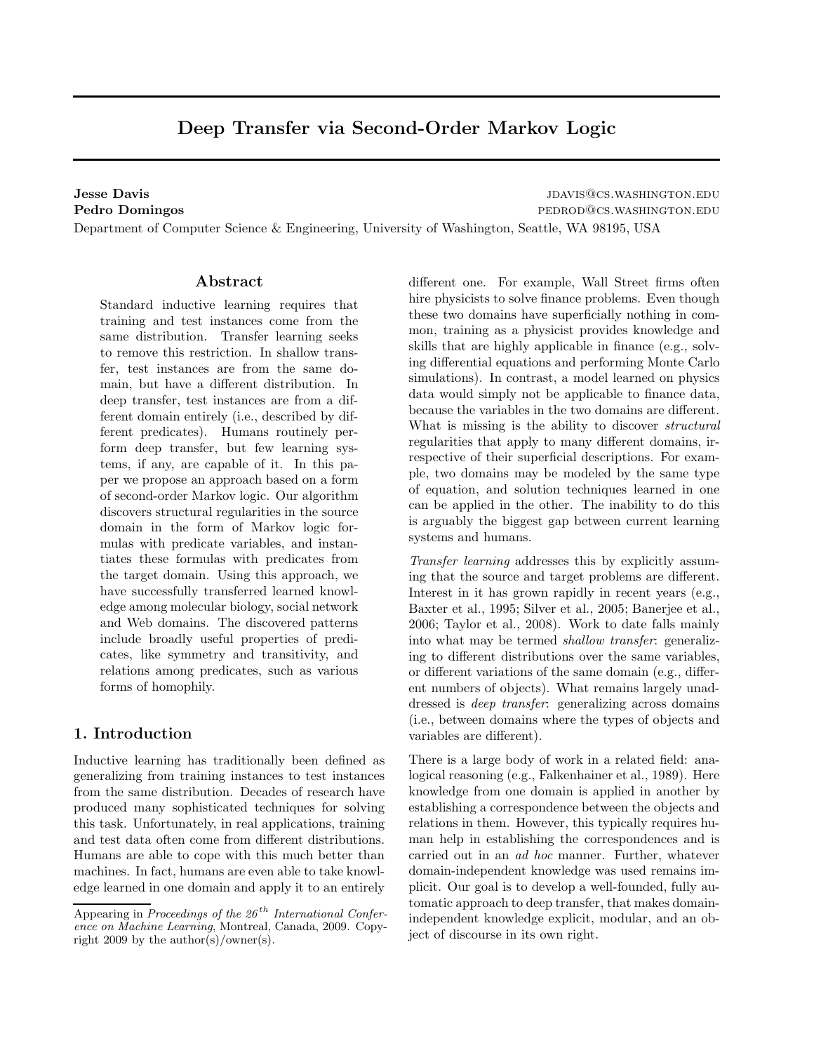# Deep Transfer via Second-Order Markov Logic

**Jesse Davis** jdavis@cs.washington.edu
**Pedro Domingos** pedrod@cs.washington.edu
Department of Computer Science & Engineering, University of Washington, Seattle, WA 98195, USA

## Abstract

Standard inductive learning requires that training and test instances come from the same distribution. Transfer learning seeks to remove this restriction. In shallow transfer, test instances are from the same domain, but have a different distribution. In deep transfer, test instances are from a different domain entirely (i.e., described by different predicates). Humans routinely perform deep transfer, but few learning systems, if any, are capable of it. In this paper we propose an approach based on a form of second-order Markov logic. Our algorithm discovers structural regularities in the source domain in the form of Markov logic formulas with predicate variables, and instantiates these formulas with predicates from the target domain. Using this approach, we have successfully transferred learned knowledge among molecular biology, social network and Web domains. The discovered patterns include broadly useful properties of predicates, like symmetry and transitivity, and relations among predicates, such as various forms of homophily.

## 1. Introduction

Inductive learning has traditionally been defined as generalizing from training instances to test instances from the same distribution. Decades of research have produced many sophisticated techniques for solving this task. Unfortunately, in real applications, training and test data often come from different distributions. Humans are able to cope with this much better than machines. In fact, humans are even able to take knowledge learned in one domain and apply it to an entirely different one. For example, Wall Street firms often hire physicists to solve finance problems. Even though these two domains have superficially nothing in common, training as a physicist provides knowledge and skills that are highly applicable in finance (e.g., solving differential equations and performing Monte Carlo simulations). In contrast, a model learned on physics data would simply not be applicable to finance data, because the variables in the two domains are different. What is missing is the ability to discover *structural* regularities that apply to many different domains, irrespective of their superficial descriptions. For example, two domains may be modeled by the same type of equation, and solution techniques learned in one can be applied in the other. The inability to do this is arguably the biggest gap between current learning systems and humans.

*Transfer learning* addresses this by explicitly assuming that the source and target problems are different. Interest in it has grown rapidly in recent years (e.g., Baxter et al., 1995; Silver et al., 2005; Banerjee et al., 2006; Taylor et al., 2008). Work to date falls mainly into what may be termed *shallow transfer*: generalizing to different distributions over the same variables, or different variations of the same domain (e.g., different numbers of objects). What remains largely unaddressed is *deep transfer*: generalizing across domains (i.e., between domains where the types of objects and variables are different).

There is a large body of work in a related field: analogical reasoning (e.g., Falkenhainer et al., 1989). Here knowledge from one domain is applied in another by establishing a correspondence between the objects and relations in them. However, this typically requires human help in establishing the correspondences and is carried out in an *ad hoc* manner. Further, whatever domain-independent knowledge was used remains implicit. Our goal is to develop a well-founded, fully automatic approach to deep transfer, that makes domain-independent knowledge explicit, modular, and an object of discourse in its own right.

Appearing in *Proceedings of the 26th International Conference on Machine Learning*, Montreal, Canada, 2009. Copyright 2009 by the author(s)/owner(s).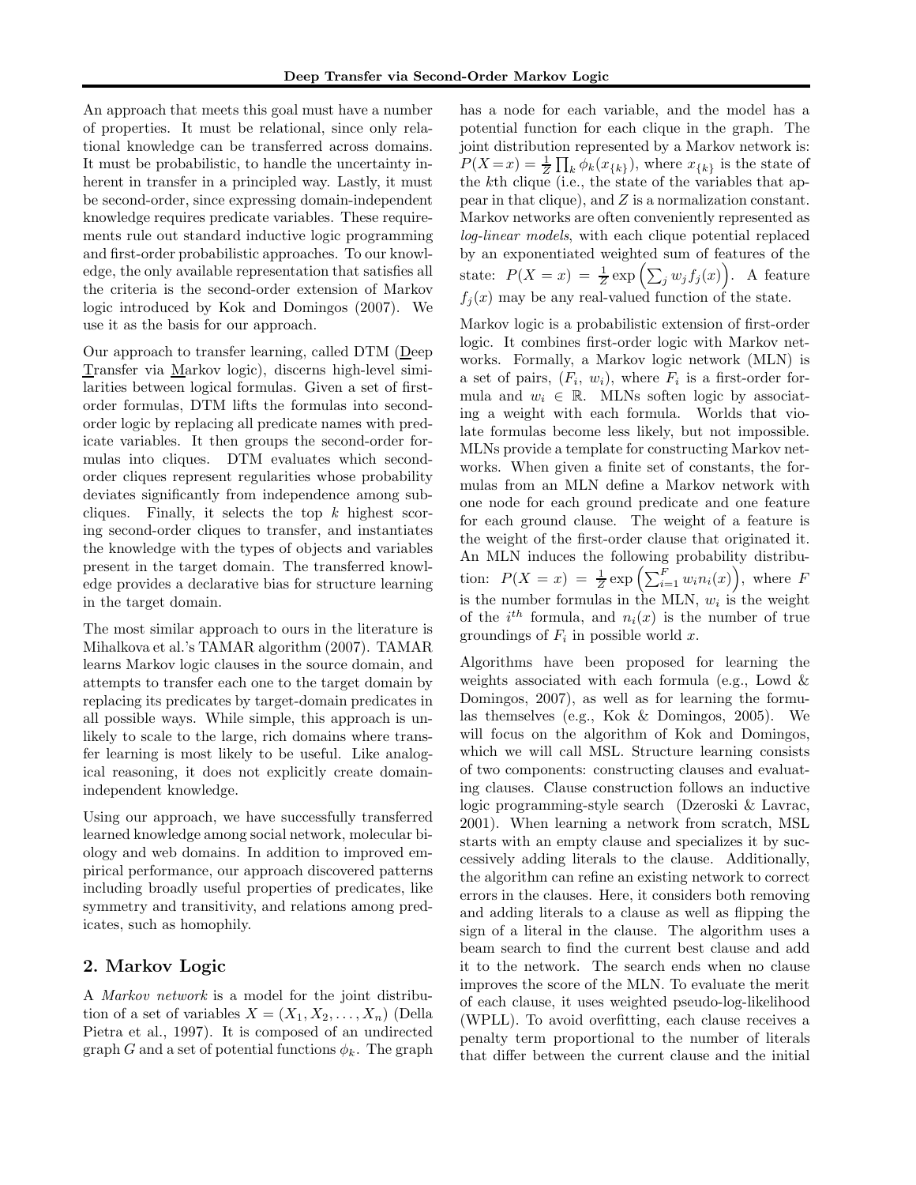An approach that meets this goal must have a number of properties. It must be relational, since only relational knowledge can be transferred across domains. It must be probabilistic, to handle the uncertainty inherent in transfer in a principled way. Lastly, it must be second-order, since expressing domain-independent knowledge requires predicate variables. These requirements rule out standard inductive logic programming and first-order probabilistic approaches. To our knowledge, the only available representation that satisfies all the criteria is the second-order extension of Markov logic introduced by Kok and Domingos (2007). We use it as the basis for our approach.

Our approach to transfer learning, called DTM (Deep Transfer via Markov logic), discerns high-level similarities between logical formulas. Given a set of first-order formulas, DTM lifts the formulas into second-order logic by replacing all predicate names with predicate variables. It then groups the second-order formulas into cliques. DTM evaluates which second-order cliques represent regularities whose probability deviates significantly from independence among subcliques. Finally, it selects the top $k$ highest scoring second-order cliques to transfer, and instantiates the knowledge with the types of objects and variables present in the target domain. The transferred knowledge provides a declarative bias for structure learning in the target domain.

The most similar approach to ours in the literature is Mihalkova et al.'s TAMAR algorithm (2007). TAMAR learns Markov logic clauses in the source domain, and attempts to transfer each one to the target domain by replacing its predicates by target-domain predicates in all possible ways. While simple, this approach is unlikely to scale to the large, rich domains where transfer learning is most likely to be useful. Like analogical reasoning, it does not explicitly create domain-independent knowledge.

Using our approach, we have successfully transferred learned knowledge among social network, molecular biology and web domains. In addition to improved empirical performance, our approach discovered patterns including broadly useful properties of predicates, like symmetry and transitivity, and relations among predicates, such as homophily.

## 2. Markov Logic

A *Markov network* is a model for the joint distribution of a set of variables $X = (X_1, X_2, \ldots, X_n)$ (Della Pietra et al., 1997). It is composed of an undirected graph $G$ and a set of potential functions $\phi_k$. The graph has a node for each variable, and the model has a potential function for each clique in the graph. The joint distribution represented by a Markov network is: $P(X=x) = \frac{1}{Z}\prod_k \phi_k(x_{\{k\}})$, where $x_{\{k\}}$ is the state of the $k$th clique (i.e., the state of the variables that appear in that clique), and $Z$ is a normalization constant. Markov networks are often conveniently represented as *log-linear models*, with each clique potential replaced by an exponentiated weighted sum of features of the state: $P(X = x) = \frac{1}{Z}\exp\left(\sum_j w_j f_j(x)\right)$. A feature $f_j(x)$ may be any real-valued function of the state.

Markov logic is a probabilistic extension of first-order logic. It combines first-order logic with Markov networks. Formally, a Markov logic network (MLN) is a set of pairs, $(F_i, w_i)$, where $F_i$ is a first-order formula and $w_i \in \mathbb{R}$. MLNs soften logic by associating a weight with each formula. Worlds that violate formulas become less likely, but not impossible. MLNs provide a template for constructing Markov networks. When given a finite set of constants, the formulas from an MLN define a Markov network with one node for each ground predicate and one feature for each ground clause. The weight of a feature is the weight of the first-order clause that originated it. An MLN induces the following probability distribution: $P(X = x) = \frac{1}{Z}\exp\left(\sum_{i=1}^{F} w_i n_i(x)\right)$, where $F$ is the number formulas in the MLN, $w_i$ is the weight of the $i^{th}$ formula, and $n_i(x)$ is the number of true groundings of $F_i$ in possible world $x$.

Algorithms have been proposed for learning the weights associated with each formula (e.g., Lowd & Domingos, 2007), as well as for learning the formulas themselves (e.g., Kok & Domingos, 2005). We will focus on the algorithm of Kok and Domingos, which we will call MSL. Structure learning consists of two components: constructing clauses and evaluating clauses. Clause construction follows an inductive logic programming-style search (Dzeroski & Lavrac, 2001). When learning a network from scratch, MSL starts with an empty clause and specializes it by successively adding literals to the clause. Additionally, the algorithm can refine an existing network to correct errors in the clauses. Here, it considers both removing and adding literals to a clause as well as flipping the sign of a literal in the clause. The algorithm uses a beam search to find the current best clause and add it to the network. The search ends when no clause improves the score of the MLN. To evaluate the merit of each clause, it uses weighted pseudo-log-likelihood (WPLL). To avoid overfitting, each clause receives a penalty term proportional to the number of literals that differ between the current clause and the initial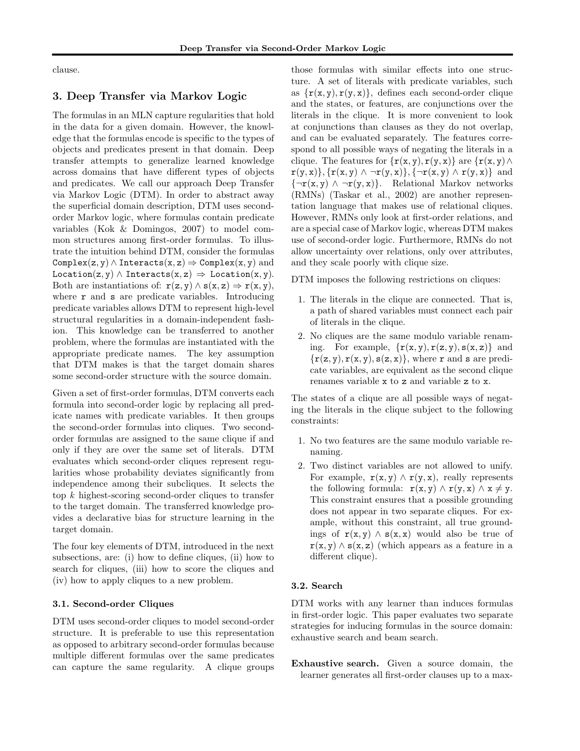clause.

## 3. Deep Transfer via Markov Logic

The formulas in an MLN capture regularities that hold in the data for a given domain. However, the knowledge that the formulas encode is specific to the types of objects and predicates present in that domain. Deep transfer attempts to generalize learned knowledge across domains that have different types of objects and predicates. We call our approach Deep Transfer via Markov Logic (DTM). In order to abstract away the superficial domain description, DTM uses second-order Markov logic, where formulas contain predicate variables (Kok & Domingos, 2007) to model common structures among first-order formulas. To illustrate the intuition behind DTM, consider the formulas $\mathtt{Complex}(z, y) \wedge \mathtt{Interacts}(x, z) \Rightarrow \mathtt{Complex}(x, y)$ and $\mathtt{Location}(z, y) \wedge \mathtt{Interacts}(x, z) \Rightarrow \mathtt{Location}(x, y)$. Both are instantiations of: $r(z, y) \wedge s(x, z) \Rightarrow r(x, y)$, where r and s are predicate variables. Introducing predicate variables allows DTM to represent high-level structural regularities in a domain-independent fashion. This knowledge can be transferred to another problem, where the formulas are instantiated with the appropriate predicate names. The key assumption that DTM makes is that the target domain shares some second-order structure with the source domain.

Given a set of first-order formulas, DTM converts each formula into second-order logic by replacing all predicate names with predicate variables. It then groups the second-order formulas into cliques. Two second-order formulas are assigned to the same clique if and only if they are over the same set of literals. DTM evaluates which second-order cliques represent regularities whose probability deviates significantly from independence among their subcliques. It selects the top $k$ highest-scoring second-order cliques to transfer to the target domain. The transferred knowledge provides a declarative bias for structure learning in the target domain.

The four key elements of DTM, introduced in the next subsections, are: (i) how to define cliques, (ii) how to search for cliques, (iii) how to score the cliques and (iv) how to apply cliques to a new problem.

### 3.1. Second-order Cliques

DTM uses second-order cliques to model second-order structure. It is preferable to use this representation as opposed to arbitrary second-order formulas because multiple different formulas over the same predicates can capture the same regularity. A clique groups those formulas with similar effects into one structure. A set of literals with predicate variables, such as $\{r(x, y), r(y, x)\}$, defines each second-order clique and the states, or features, are conjunctions over the literals in the clique. It is more convenient to look at conjunctions than clauses as they do not overlap, and can be evaluated separately. The features correspond to all possible ways of negating the literals in a clique. The features for $\{r(x, y), r(y, x)\}$ are $\{r(x, y) \wedge r(y, x)\}, \{r(x, y) \wedge \neg r(y, x)\}, \{\neg r(x, y) \wedge r(y, x)\}$ and $\{\neg r(x, y) \wedge \neg r(y, x)\}$. Relational Markov networks (RMNs) (Taskar et al., 2002) are another representation language that makes use of relational cliques. However, RMNs only look at first-order relations, and are a special case of Markov logic, whereas DTM makes use of second-order logic. Furthermore, RMNs do not allow uncertainty over relations, only over attributes, and they scale poorly with clique size.

DTM imposes the following restrictions on cliques:

1. The literals in the clique are connected. That is, a path of shared variables must connect each pair of literals in the clique.
2. No cliques are the same modulo variable renaming. For example, $\{r(x, y), r(z, y), s(x, z)\}$ and $\{r(z, y), r(x, y), s(z, x)\}$, where r and s are predicate variables, are equivalent as the second clique renames variable x to z and variable z to x.

The states of a clique are all possible ways of negating the literals in the clique subject to the following constraints:

1. No two features are the same modulo variable renaming.
2. Two distinct variables are not allowed to unify. For example, $r(x, y) \wedge r(y, x)$, really represents the following formula: $r(x, y) \wedge r(y, x) \wedge x \neq y$. This constraint ensures that a possible grounding does not appear in two separate cliques. For example, without this constraint, all true groundings of $r(x, y) \wedge s(x, x)$ would also be true of $r(x, y) \wedge s(x, z)$ (which appears as a feature in a different clique).

### 3.2. Search

DTM works with any learner than induces formulas in first-order logic. This paper evaluates two separate strategies for inducing formulas in the source domain: exhaustive search and beam search.

**Exhaustive search.** Given a source domain, the learner generates all first-order clauses up to a max-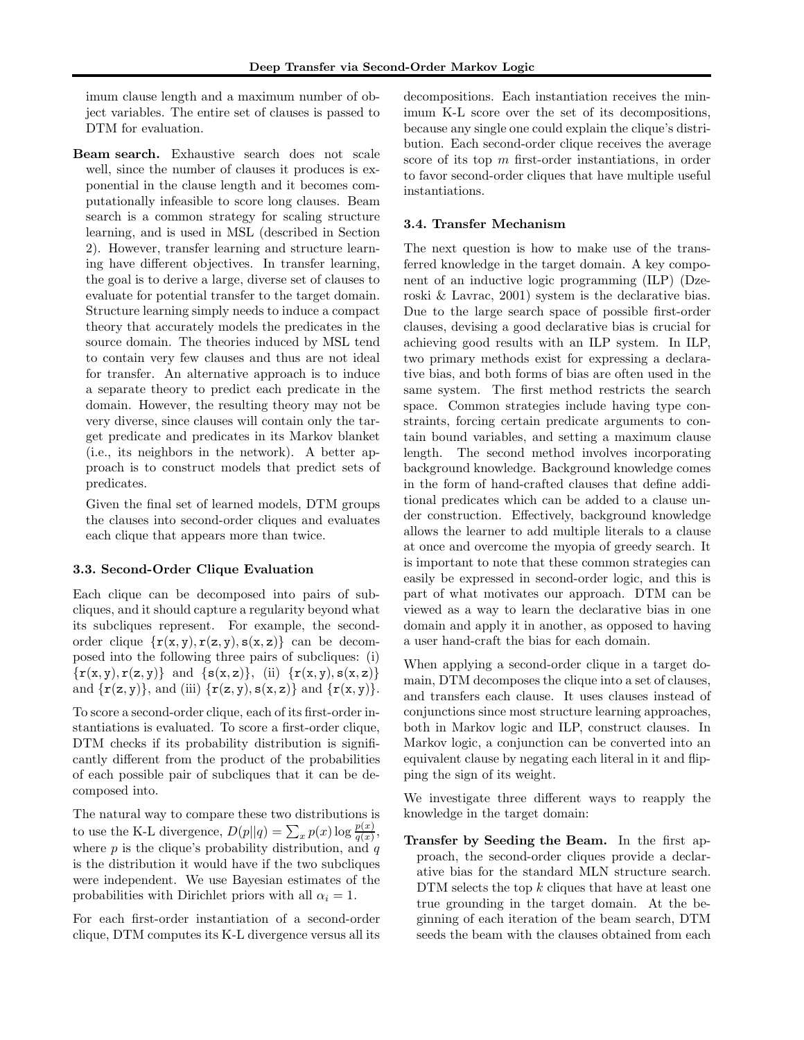imum clause length and a maximum number of object variables. The entire set of clauses is passed to DTM for evaluation.

**Beam search.** Exhaustive search does not scale well, since the number of clauses it produces is exponential in the clause length and it becomes computationally infeasible to score long clauses. Beam search is a common strategy for scaling structure learning, and is used in MSL (described in Section 2). However, transfer learning and structure learning have different objectives. In transfer learning, the goal is to derive a large, diverse set of clauses to evaluate for potential transfer to the target domain. Structure learning simply needs to induce a compact theory that accurately models the predicates in the source domain. The theories induced by MSL tend to contain very few clauses and thus are not ideal for transfer. An alternative approach is to induce a separate theory to predict each predicate in the domain. However, the resulting theory may not be very diverse, since clauses will contain only the target predicate and predicates in its Markov blanket (i.e., its neighbors in the network). A better approach is to construct models that predict sets of predicates.

Given the final set of learned models, DTM groups the clauses into second-order cliques and evaluates each clique that appears more than twice.

### 3.3. Second-Order Clique Evaluation

Each clique can be decomposed into pairs of subcliques, and it should capture a regularity beyond what its subcliques represent. For example, the second-order clique $\{\mathtt{r(x,y)}, \mathtt{r(z,y)}, \mathtt{s(x,z)}\}$ can be decomposed into the following three pairs of subcliques: (i) $\{\mathtt{r(x,y)}, \mathtt{r(z,y)}\}$ and $\{\mathtt{s(x,z)}\}$, (ii) $\{\mathtt{r(x,y)}, \mathtt{s(x,z)}\}$ and $\{\mathtt{r(z,y)}\}$, and (iii) $\{\mathtt{r(z,y)}, \mathtt{s(x,z)}\}$ and $\{\mathtt{r(x,y)}\}$.

To score a second-order clique, each of its first-order instantiations is evaluated. To score a first-order clique, DTM checks if its probability distribution is significantly different from the product of the probabilities of each possible pair of subcliques that it can be decomposed into.

The natural way to compare these two distributions is to use the K-L divergence, $D(p||q) = \sum_x p(x) \log \frac{p(x)}{q(x)}$, where $p$ is the clique's probability distribution, and $q$ is the distribution it would have if the two subcliques were independent. We use Bayesian estimates of the probabilities with Dirichlet priors with all $\alpha_i = 1$.

For each first-order instantiation of a second-order clique, DTM computes its K-L divergence versus all its decompositions. Each instantiation receives the minimum K-L score over the set of its decompositions, because any single one could explain the clique's distribution. Each second-order clique receives the average score of its top $m$ first-order instantiations, in order to favor second-order cliques that have multiple useful instantiations.

### 3.4. Transfer Mechanism

The next question is how to make use of the transferred knowledge in the target domain. A key component of an inductive logic programming (ILP) (Dzeroski & Lavrac, 2001) system is the declarative bias. Due to the large search space of possible first-order clauses, devising a good declarative bias is crucial for achieving good results with an ILP system. In ILP, two primary methods exist for expressing a declarative bias, and both forms of bias are often used in the same system. The first method restricts the search space. Common strategies include having type constraints, forcing certain predicate arguments to contain bound variables, and setting a maximum clause length. The second method involves incorporating background knowledge. Background knowledge comes in the form of hand-crafted clauses that define additional predicates which can be added to a clause under construction. Effectively, background knowledge allows the learner to add multiple literals to a clause at once and overcome the myopia of greedy search. It is important to note that these common strategies can easily be expressed in second-order logic, and this is part of what motivates our approach. DTM can be viewed as a way to learn the declarative bias in one domain and apply it in another, as opposed to having a user hand-craft the bias for each domain.

When applying a second-order clique in a target domain, DTM decomposes the clique into a set of clauses, and transfers each clause. It uses clauses instead of conjunctions since most structure learning approaches, both in Markov logic and ILP, construct clauses. In Markov logic, a conjunction can be converted into an equivalent clause by negating each literal in it and flipping the sign of its weight.

We investigate three different ways to reapply the knowledge in the target domain:

**Transfer by Seeding the Beam.** In the first approach, the second-order cliques provide a declarative bias for the standard MLN structure search. DTM selects the top $k$ cliques that have at least one true grounding in the target domain. At the beginning of each iteration of the beam search, DTM seeds the beam with the clauses obtained from each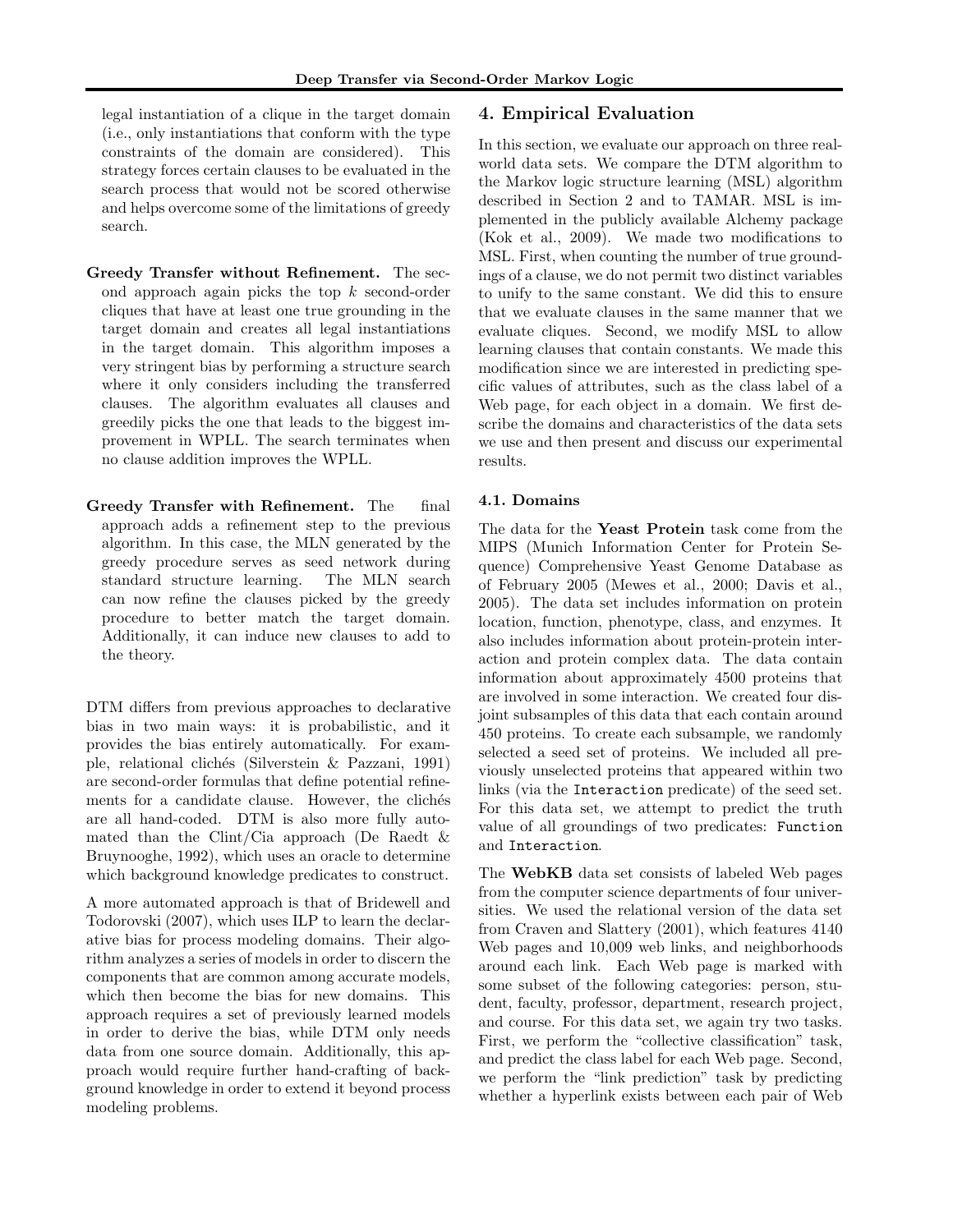legal instantiation of a clique in the target domain (i.e., only instantiations that conform with the type constraints of the domain are considered). This strategy forces certain clauses to be evaluated in the search process that would not be scored otherwise and helps overcome some of the limitations of greedy search.

**Greedy Transfer without Refinement.** The second approach again picks the top $k$ second-order cliques that have at least one true grounding in the target domain and creates all legal instantiations in the target domain. This algorithm imposes a very stringent bias by performing a structure search where it only considers including the transferred clauses. The algorithm evaluates all clauses and greedily picks the one that leads to the biggest improvement in WPLL. The search terminates when no clause addition improves the WPLL.

**Greedy Transfer with Refinement.** The final approach adds a refinement step to the previous algorithm. In this case, the MLN generated by the greedy procedure serves as seed network during standard structure learning. The MLN search can now refine the clauses picked by the greedy procedure to better match the target domain. Additionally, it can induce new clauses to add to the theory.

DTM differs from previous approaches to declarative bias in two main ways: it is probabilistic, and it provides the bias entirely automatically. For example, relational clichés (Silverstein & Pazzani, 1991) are second-order formulas that define potential refinements for a candidate clause. However, the clichés are all hand-coded. DTM is also more fully automated than the Clint/Cia approach (De Raedt & Bruynooghe, 1992), which uses an oracle to determine which background knowledge predicates to construct.

A more automated approach is that of Bridewell and Todorovski (2007), which uses ILP to learn the declarative bias for process modeling domains. Their algorithm analyzes a series of models in order to discern the components that are common among accurate models, which then become the bias for new domains. This approach requires a set of previously learned models in order to derive the bias, while DTM only needs data from one source domain. Additionally, this approach would require further hand-crafting of background knowledge in order to extend it beyond process modeling problems.

## 4. Empirical Evaluation

In this section, we evaluate our approach on three real-world data sets. We compare the DTM algorithm to the Markov logic structure learning (MSL) algorithm described in Section 2 and to TAMAR. MSL is implemented in the publicly available Alchemy package (Kok et al., 2009). We made two modifications to MSL. First, when counting the number of true groundings of a clause, we do not permit two distinct variables to unify to the same constant. We did this to ensure that we evaluate clauses in the same manner that we evaluate cliques. Second, we modify MSL to allow learning clauses that contain constants. We made this modification since we are interested in predicting specific values of attributes, such as the class label of a Web page, for each object in a domain. We first describe the domains and characteristics of the data sets we use and then present and discuss our experimental results.

### 4.1. Domains

The data for the **Yeast Protein** task come from the MIPS (Munich Information Center for Protein Sequence) Comprehensive Yeast Genome Database as of February 2005 (Mewes et al., 2000; Davis et al., 2005). The data set includes information on protein location, function, phenotype, class, and enzymes. It also includes information about protein-protein interaction and protein complex data. The data contain information about approximately 4500 proteins that are involved in some interaction. We created four disjoint subsamples of this data that each contain around 450 proteins. To create each subsample, we randomly selected a seed set of proteins. We included all previously unselected proteins that appeared within two links (via the `Interaction` predicate) of the seed set. For this data set, we attempt to predict the truth value of all groundings of two predicates: `Function` and `Interaction`.

The **WebKB** data set consists of labeled Web pages from the computer science departments of four universities. We used the relational version of the data set from Craven and Slattery (2001), which features 4140 Web pages and 10,009 web links, and neighborhoods around each link. Each Web page is marked with some subset of the following categories: person, student, faculty, professor, department, research project, and course. For this data set, we again try two tasks. First, we perform the "collective classification" task, and predict the class label for each Web page. Second, we perform the "link prediction" task by predicting whether a hyperlink exists between each pair of Web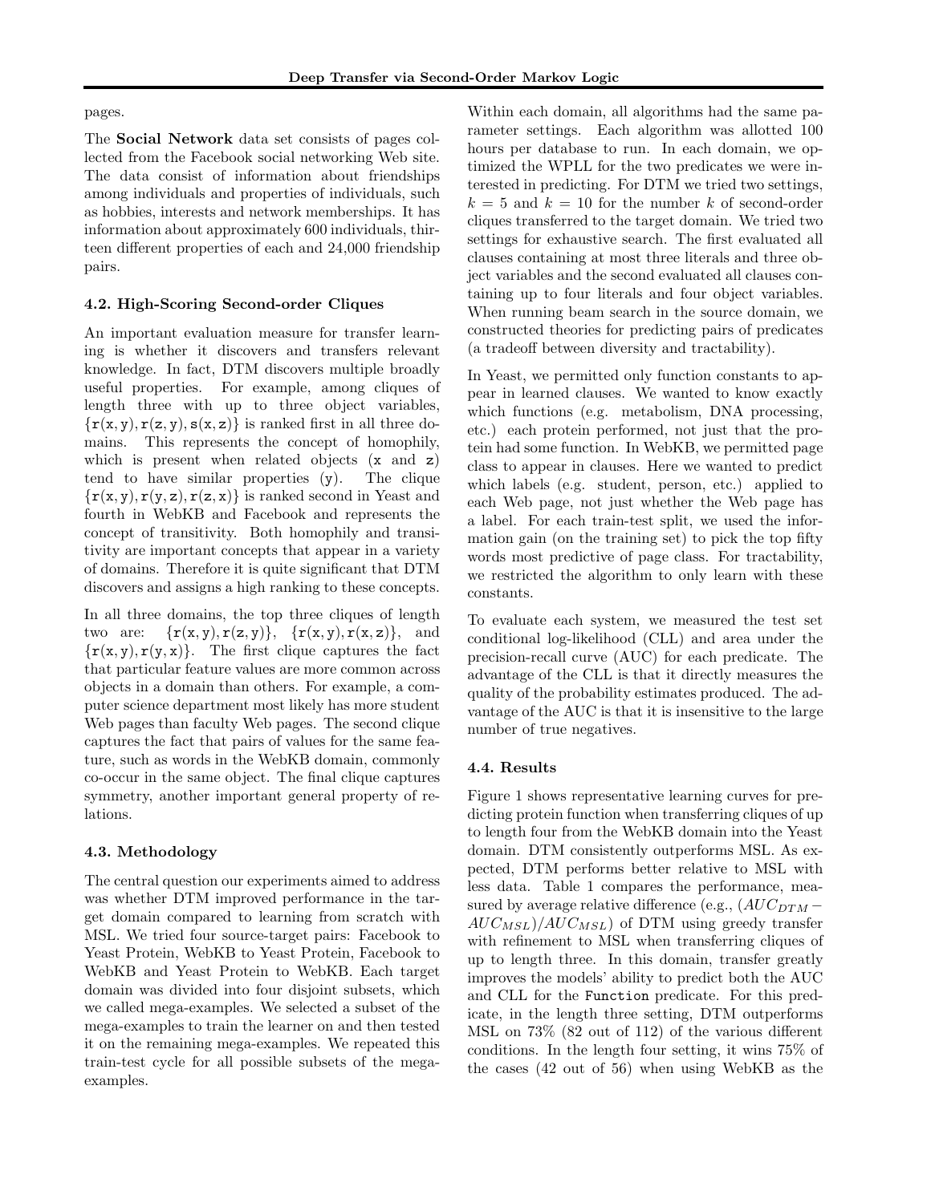pages.

The **Social Network** data set consists of pages collected from the Facebook social networking Web site. The data consist of information about friendships among individuals and properties of individuals, such as hobbies, interests and network memberships. It has information about approximately 600 individuals, thirteen different properties of each and 24,000 friendship pairs.

### 4.2. High-Scoring Second-order Cliques

An important evaluation measure for transfer learning is whether it discovers and transfers relevant knowledge. In fact, DTM discovers multiple broadly useful properties. For example, among cliques of length three with up to three object variables, $\{r(x, y), r(z, y), s(x, z)\}$ is ranked first in all three domains. This represents the concept of homophily, which is present when related objects (x and z) tend to have similar properties (y). The clique $\{r(x, y), r(y, z), r(z, x)\}$ is ranked second in Yeast and fourth in WebKB and Facebook and represents the concept of transitivity. Both homophily and transitivity are important concepts that appear in a variety of domains. Therefore it is quite significant that DTM discovers and assigns a high ranking to these concepts.

In all three domains, the top three cliques of length two are: $\{r(x, y), r(z, y)\}$, $\{r(x, y), r(x, z)\}$, and $\{r(x, y), r(y, x)\}$. The first clique captures the fact that particular feature values are more common across objects in a domain than others. For example, a computer science department most likely has more student Web pages than faculty Web pages. The second clique captures the fact that pairs of values for the same feature, such as words in the WebKB domain, commonly co-occur in the same object. The final clique captures symmetry, another important general property of relations.

### 4.3. Methodology

The central question our experiments aimed to address was whether DTM improved performance in the target domain compared to learning from scratch with MSL. We tried four source-target pairs: Facebook to Yeast Protein, WebKB to Yeast Protein, Facebook to WebKB and Yeast Protein to WebKB. Each target domain was divided into four disjoint subsets, which we called mega-examples. We selected a subset of the mega-examples to train the learner on and then tested it on the remaining mega-examples. We repeated this train-test cycle for all possible subsets of the mega-examples.

Within each domain, all algorithms had the same parameter settings. Each algorithm was allotted 100 hours per database to run. In each domain, we optimized the WPLL for the two predicates we were interested in predicting. For DTM we tried two settings, $k = 5$ and $k = 10$ for the number $k$ of second-order cliques transferred to the target domain. We tried two settings for exhaustive search. The first evaluated all clauses containing at most three literals and three object variables and the second evaluated all clauses containing up to four literals and four object variables. When running beam search in the source domain, we constructed theories for predicting pairs of predicates (a tradeoff between diversity and tractability).

In Yeast, we permitted only function constants to appear in learned clauses. We wanted to know exactly which functions (e.g. metabolism, DNA processing, etc.) each protein performed, not just that the protein had some function. In WebKB, we permitted page class to appear in clauses. Here we wanted to predict which labels (e.g. student, person, etc.) applied to each Web page, not just whether the Web page has a label. For each train-test split, we used the information gain (on the training set) to pick the top fifty words most predictive of page class. For tractability, we restricted the algorithm to only learn with these constants.

To evaluate each system, we measured the test set conditional log-likelihood (CLL) and area under the precision-recall curve (AUC) for each predicate. The advantage of the CLL is that it directly measures the quality of the probability estimates produced. The advantage of the AUC is that it is insensitive to the large number of true negatives.

### 4.4. Results

Figure 1 shows representative learning curves for predicting protein function when transferring cliques of up to length four from the WebKB domain into the Yeast domain. DTM consistently outperforms MSL. As expected, DTM performs better relative to MSL with less data. Table 1 compares the performance, measured by average relative difference (e.g., $(AUC_{DTM} - AUC_{MSL})/AUC_{MSL}$) of DTM using greedy transfer with refinement to MSL when transferring cliques of up to length three. In this domain, transfer greatly improves the models' ability to predict both the AUC and CLL for the Function predicate. For this predicate, in the length three setting, DTM outperforms MSL on 73% (82 out of 112) of the various different conditions. In the length four setting, it wins 75% of the cases (42 out of 56) when using WebKB as the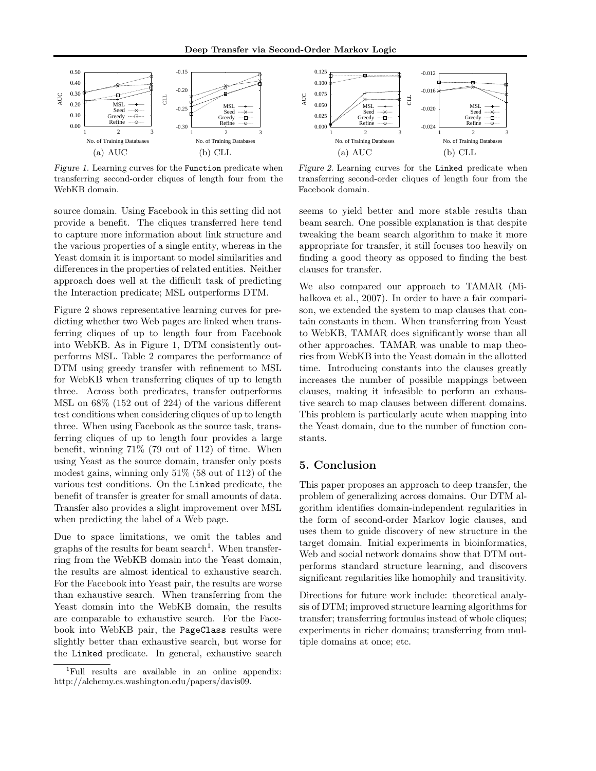Figure 1. Learning curves for the Function predicate when transferring second-order cliques of length four from the WebKB domain.

Figure 2. Learning curves for the Linked predicate when transferring second-order cliques of length four from the Facebook domain.

source domain. Using Facebook in this setting did not provide a benefit. The cliques transferred here tend to capture more information about link structure and the various properties of a single entity, whereas in the Yeast domain it is important to model similarities and differences in the properties of related entities. Neither approach does well at the difficult task of predicting the Interaction predicate; MSL outperforms DTM.

Figure 2 shows representative learning curves for predicting whether two Web pages are linked when transferring cliques of up to length four from Facebook into WebKB. As in Figure 1, DTM consistently outperforms MSL. Table 2 compares the performance of DTM using greedy transfer with refinement to MSL for WebKB when transferring cliques of up to length three. Across both predicates, transfer outperforms MSL on 68% (152 out of 224) of the various different test conditions when considering cliques of up to length three. When using Facebook as the source task, transferring cliques of up to length four provides a large benefit, winning 71% (79 out of 112) of time. When using Yeast as the source domain, transfer only posts modest gains, winning only 51% (58 out of 112) of the various test conditions. On the Linked predicate, the benefit of transfer is greater for small amounts of data. Transfer also provides a slight improvement over MSL when predicting the label of a Web page.

Due to space limitations, we omit the tables and graphs of the results for beam search[1]. When transferring from the WebKB domain into the Yeast domain, the results are almost identical to exhaustive search. For the Facebook into Yeast pair, the results are worse than exhaustive search. When transferring from the Yeast domain into the WebKB domain, the results are comparable to exhaustive search. For the Facebook into WebKB pair, the PageClass results were slightly better than exhaustive search, but worse for the Linked predicate. In general, exhaustive search seems to yield better and more stable results than beam search. One possible explanation is that despite tweaking the beam search algorithm to make it more appropriate for transfer, it still focuses too heavily on finding a good theory as opposed to finding the best clauses for transfer.

We also compared our approach to TAMAR (Mihalkova et al., 2007). In order to have a fair comparison, we extended the system to map clauses that contain constants in them. When transferring from Yeast to WebKB, TAMAR does significantly worse than all other approaches. TAMAR was unable to map theories from WebKB into the Yeast domain in the allotted time. Introducing constants into the clauses greatly increases the number of possible mappings between clauses, making it infeasible to perform an exhaustive search to map clauses between different domains. This problem is particularly acute when mapping into the Yeast domain, due to the number of function constants.

## 5. Conclusion

This paper proposes an approach to deep transfer, the problem of generalizing across domains. Our DTM algorithm identifies domain-independent regularities in the form of second-order Markov logic clauses, and uses them to guide discovery of new structure in the target domain. Initial experiments in bioinformatics, Web and social network domains show that DTM outperforms standard structure learning, and discovers significant regularities like homophily and transitivity.

Directions for future work include: theoretical analysis of DTM; improved structure learning algorithms for transfer; transferring formulas instead of whole cliques; experiments in richer domains; transferring from multiple domains at once; etc.

[1]Full results are available in an online appendix: http://alchemy.cs.washington.edu/papers/davis09.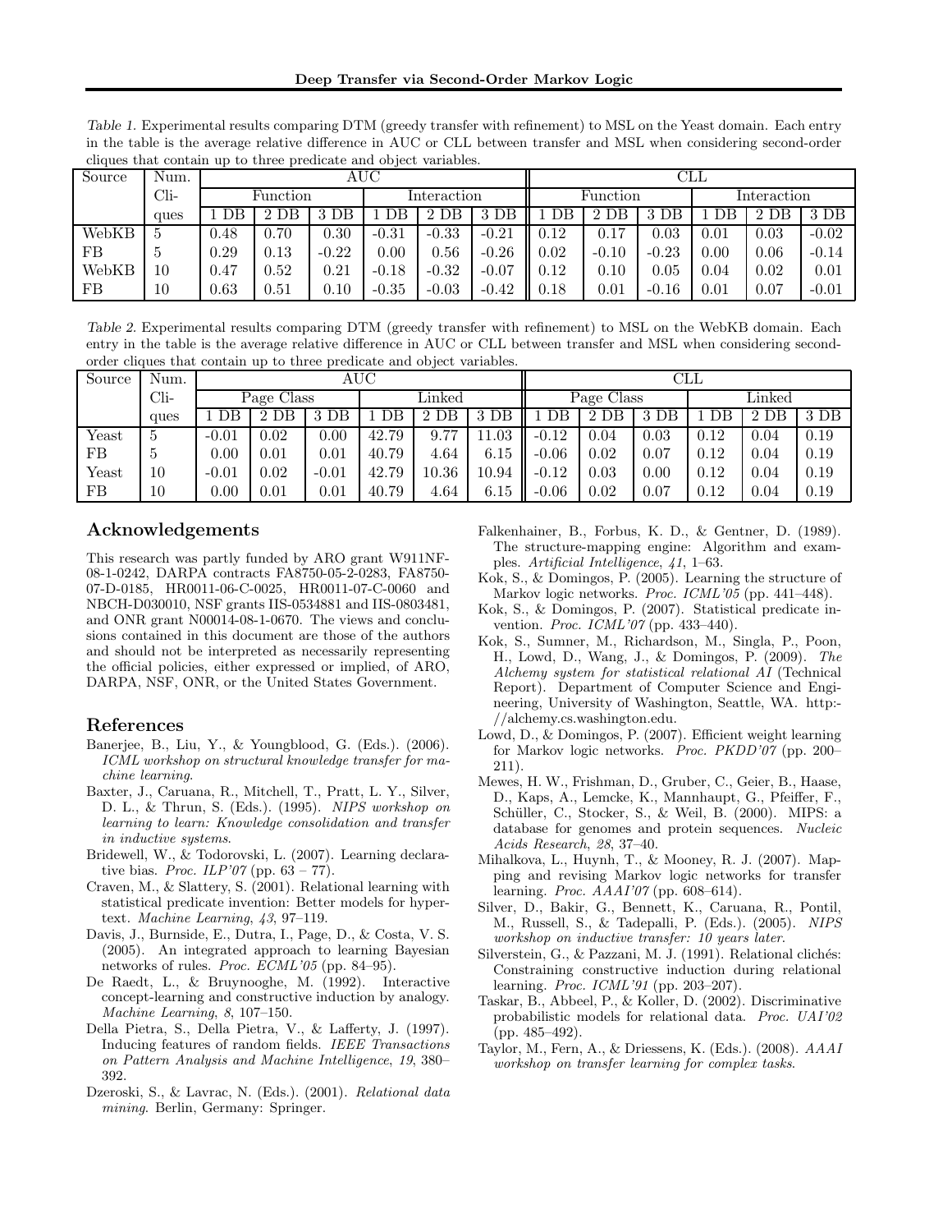Table 1. Experimental results comparing DTM (greedy transfer with refinement) to MSL on the Yeast domain. Each entry in the table is the average relative difference in AUC or CLL between transfer and MSL when considering second-order cliques that contain up to three predicate and object variables.

| Source | Num. Cli-ques | AUC | | | | | | CLL | | | | | |
|---|---|---|---|---|---|---|---|---|---|---|---|---|---|
| | | Function | | | Interaction | | | Function | | | Interaction | | |
| | | 1 DB | 2 DB | 3 DB | 1 DB | 2 DB | 3 DB | 1 DB | 2 DB | 3 DB | 1 DB | 2 DB | 3 DB |
| WebKB | 5 | 0.48 | 0.70 | 0.30 | -0.31 | -0.33 | -0.21 | 0.12 | 0.17 | 0.03 | 0.01 | 0.03 | -0.02 |
| FB | 5 | 0.29 | 0.13 | -0.22 | 0.00 | 0.56 | -0.26 | 0.02 | -0.10 | -0.23 | 0.00 | 0.06 | -0.14 |
| WebKB | 10 | 0.47 | 0.52 | 0.21 | -0.18 | -0.32 | -0.07 | 0.12 | 0.10 | 0.05 | 0.04 | 0.02 | 0.01 |
| FB | 10 | 0.63 | 0.51 | 0.10 | -0.35 | -0.03 | -0.42 | 0.18 | 0.01 | -0.16 | 0.01 | 0.07 | -0.01 |

Table 2. Experimental results comparing DTM (greedy transfer with refinement) to MSL on the WebKB domain. Each entry in the table is the average relative difference in AUC or CLL between transfer and MSL when considering second-order cliques that contain up to three predicate and object variables.

| Source | Num. Cli-ques | AUC | | | | | | CLL | | | | | |
|---|---|---|---|---|---|---|---|---|---|---|---|---|---|
| | | Page Class | | | Linked | | | Page Class | | | Linked | | |
| | | 1 DB | 2 DB | 3 DB | 1 DB | 2 DB | 3 DB | 1 DB | 2 DB | 3 DB | 1 DB | 2 DB | 3 DB |
| Yeast | 5 | -0.01 | 0.02 | 0.00 | 42.79 | 9.77 | 11.03 | -0.12 | 0.04 | 0.03 | 0.12 | 0.04 | 0.19 |
| FB | 5 | 0.00 | 0.01 | 0.01 | 40.79 | 4.64 | 6.15 | -0.06 | 0.02 | 0.07 | 0.12 | 0.04 | 0.19 |
| Yeast | 10 | -0.01 | 0.02 | -0.01 | 42.79 | 10.36 | 10.94 | -0.12 | 0.03 | 0.00 | 0.12 | 0.04 | 0.19 |
| FB | 10 | 0.00 | 0.01 | 0.01 | 40.79 | 4.64 | 6.15 | -0.06 | 0.02 | 0.07 | 0.12 | 0.04 | 0.19 |

## Acknowledgements

This research was partly funded by ARO grant W911NF-08-1-0242, DARPA contracts FA8750-05-2-0283, FA8750-07-D-0185, HR0011-06-C-0025, HR0011-07-C-0060 and NBCH-D030010, NSF grants IIS-0534881 and IIS-0803481, and ONR grant N00014-08-1-0670. The views and conclusions contained in this document are those of the authors and should not be interpreted as necessarily representing the official policies, either expressed or implied, of ARO, DARPA, NSF, ONR, or the United States Government.

## References

Banerjee, B., Liu, Y., & Youngblood, G. (Eds.). (2006). *ICML workshop on structural knowledge transfer for machine learning*.

Baxter, J., Caruana, R., Mitchell, T., Pratt, L. Y., Silver, D. L., & Thrun, S. (Eds.). (1995). *NIPS workshop on learning to learn: Knowledge consolidation and transfer in inductive systems*.

Bridewell, W., & Todorovski, L. (2007). Learning declarative bias. *Proc. ILP'07* (pp. 63 – 77).

Craven, M., & Slattery, S. (2001). Relational learning with statistical predicate invention: Better models for hypertext. *Machine Learning*, *43*, 97–119.

Davis, J., Burnside, E., Dutra, I., Page, D., & Costa, V. S. (2005). An integrated approach to learning Bayesian networks of rules. *Proc. ECML'05* (pp. 84–95).

De Raedt, L., & Bruynooghe, M. (1992). Interactive concept-learning and constructive induction by analogy. *Machine Learning*, *8*, 107–150.

Della Pietra, S., Della Pietra, V., & Lafferty, J. (1997). Inducing features of random fields. *IEEE Transactions on Pattern Analysis and Machine Intelligence*, *19*, 380–392.

Dzeroski, S., & Lavrac, N. (Eds.). (2001). *Relational data mining*. Berlin, Germany: Springer.

Falkenhainer, B., Forbus, K. D., & Gentner, D. (1989). The structure-mapping engine: Algorithm and examples. *Artificial Intelligence*, *41*, 1–63.

Kok, S., & Domingos, P. (2005). Learning the structure of Markov logic networks. *Proc. ICML'05* (pp. 441–448).

Kok, S., & Domingos, P. (2007). Statistical predicate invention. *Proc. ICML'07* (pp. 433–440).

Kok, S., Sumner, M., Richardson, M., Singla, P., Poon, H., Lowd, D., Wang, J., & Domingos, P. (2009). *The Alchemy system for statistical relational AI* (Technical Report). Department of Computer Science and Engineering, University of Washington, Seattle, WA. http://alchemy.cs.washington.edu.

Lowd, D., & Domingos, P. (2007). Efficient weight learning for Markov logic networks. *Proc. PKDD'07* (pp. 200–211).

Mewes, H. W., Frishman, D., Gruber, C., Geier, B., Haase, D., Kaps, A., Lemcke, K., Mannhaupt, G., Pfeiffer, F., Schüller, C., Stocker, S., & Weil, B. (2000). MIPS: a database for genomes and protein sequences. *Nucleic Acids Research*, *28*, 37–40.

Mihalkova, L., Huynh, T., & Mooney, R. J. (2007). Mapping and revising Markov logic networks for transfer learning. *Proc. AAAI'07* (pp. 608–614).

Silver, D., Bakir, G., Bennett, K., Caruana, R., Pontil, M., Russell, S., & Tadepalli, P. (Eds.). (2005). *NIPS workshop on inductive transfer: 10 years later*.

Silverstein, G., & Pazzani, M. J. (1991). Relational clichés: Constraining constructive induction during relational learning. *Proc. ICML'91* (pp. 203–207).

Taskar, B., Abbeel, P., & Koller, D. (2002). Discriminative probabilistic models for relational data. *Proc. UAI'02* (pp. 485–492).

Taylor, M., Fern, A., & Driessens, K. (Eds.). (2008). *AAAI workshop on transfer learning for complex tasks*.